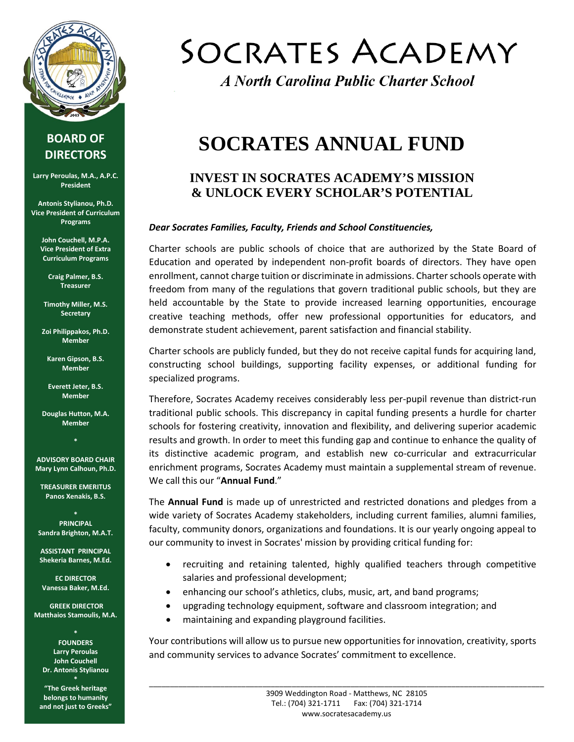# SOCRATES ACADEMY

*A North Carolina Public Charter School*

**BOARD OF DIRECTORS**

**Larry Peroulas, M.A., A.P.C.**
**President**

**Antonis Stylianou, Ph.D.**
**Vice President of Curriculum Programs**

**John Couchell, M.P.A.**
**Vice President of Extra Curriculum Programs**

**Craig Palmer, B.S.**
**Treasurer**

**Timothy Miller, M.S.**
**Secretary**

**Zoi Philippakos, Ph.D.**
**Member**

**Karen Gipson, B.S.**
**Member**

**Everett Jeter, B.S.**
**Member**

**Douglas Hutton, M.A.**
**Member**

*

**ADVISORY BOARD CHAIR**
**Mary Lynn Calhoun, Ph.D.**

**TREASURER EMERITUS**
**Panos Xenakis, B.S.**

*

**PRINCIPAL**
**Sandra Brighton, M.A.T.**

**ASSISTANT PRINCIPAL**
**Shekeria Barnes, M.Ed.**

**EC DIRECTOR**
**Vanessa Baker, M.Ed.**

**GREEK DIRECTOR**
**Matthaios Stamoulis, M.A.**

*

**FOUNDERS**
**Larry Peroulas**
**John Couchell**
**Dr. Antonis Stylianou**

*

**"The Greek heritage belongs to humanity and not just to Greeks"**

# SOCRATES ANNUAL FUND

## INVEST IN SOCRATES ACADEMY'S MISSION & UNLOCK EVERY SCHOLAR'S POTENTIAL

***Dear Socrates Families, Faculty, Friends and School Constituencies,***

Charter schools are public schools of choice that are authorized by the State Board of Education and operated by independent non-profit boards of directors. They have open enrollment, cannot charge tuition or discriminate in admissions. Charter schools operate with freedom from many of the regulations that govern traditional public schools, but they are held accountable by the State to provide increased learning opportunities, encourage creative teaching methods, offer new professional opportunities for educators, and demonstrate student achievement, parent satisfaction and financial stability.

Charter schools are publicly funded, but they do not receive capital funds for acquiring land, constructing school buildings, supporting facility expenses, or additional funding for specialized programs.

Therefore, Socrates Academy receives considerably less per-pupil revenue than district-run traditional public schools. This discrepancy in capital funding presents a hurdle for charter schools for fostering creativity, innovation and flexibility, and delivering superior academic results and growth. In order to meet this funding gap and continue to enhance the quality of its distinctive academic program, and establish new co-curricular and extracurricular enrichment programs, Socrates Academy must maintain a supplemental stream of revenue. We call this our "**Annual Fund**."

The **Annual Fund** is made up of unrestricted and restricted donations and pledges from a wide variety of Socrates Academy stakeholders, including current families, alumni families, faculty, community donors, organizations and foundations. It is our yearly ongoing appeal to our community to invest in Socrates' mission by providing critical funding for:

- recruiting and retaining talented, highly qualified teachers through competitive salaries and professional development;
- enhancing our school's athletics, clubs, music, art, and band programs;
- upgrading technology equipment, software and classroom integration; and
- maintaining and expanding playground facilities.

Your contributions will allow us to pursue new opportunities for innovation, creativity, sports and community services to advance Socrates' commitment to excellence.

3909 Weddington Road - Matthews, NC 28105
Tel.: (704) 321-1711 Fax: (704) 321-1714
www.socratesacademy.us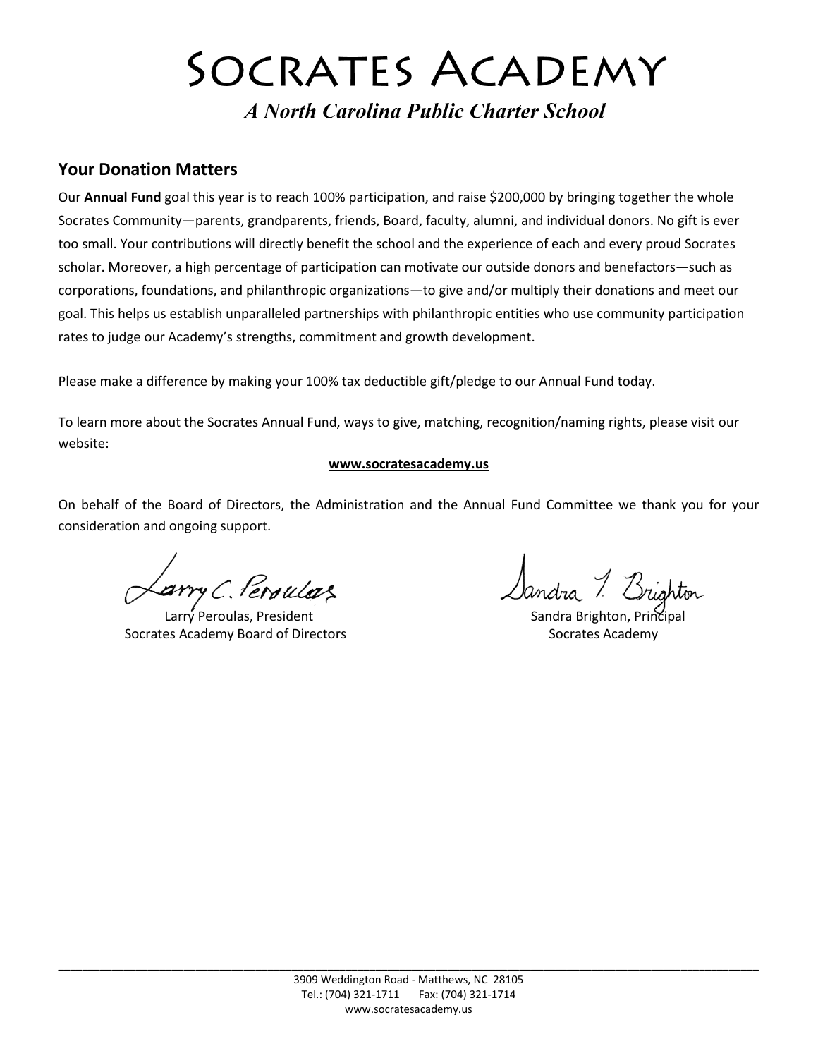# Socrates Academy

***A North Carolina Public Charter School***

## Your Donation Matters

Our **Annual Fund** goal this year is to reach 100% participation, and raise $200,000 by bringing together the whole Socrates Community—parents, grandparents, friends, Board, faculty, alumni, and individual donors. No gift is ever too small. Your contributions will directly benefit the school and the experience of each and every proud Socrates scholar. Moreover, a high percentage of participation can motivate our outside donors and benefactors—such as corporations, foundations, and philanthropic organizations—to give and/or multiply their donations and meet our goal. This helps us establish unparalleled partnerships with philanthropic entities who use community participation rates to judge our Academy's strengths, commitment and growth development.

Please make a difference by making your 100% tax deductible gift/pledge to our Annual Fund today.

To learn more about the Socrates Annual Fund, ways to give, matching, recognition/naming rights, please visit our website:

**www.socratesacademy.us**

On behalf of the Board of Directors, the Administration and the Annual Fund Committee we thank you for your consideration and ongoing support.

Larry C. Peroulas

Larry Peroulas, President
Socrates Academy Board of Directors

Sandra T. Brighton

Sandra Brighton, Principal
Socrates Academy

3909 Weddington Road - Matthews, NC 28105
Tel.: (704) 321-1711 Fax: (704) 321-1714
www.socratesacademy.us